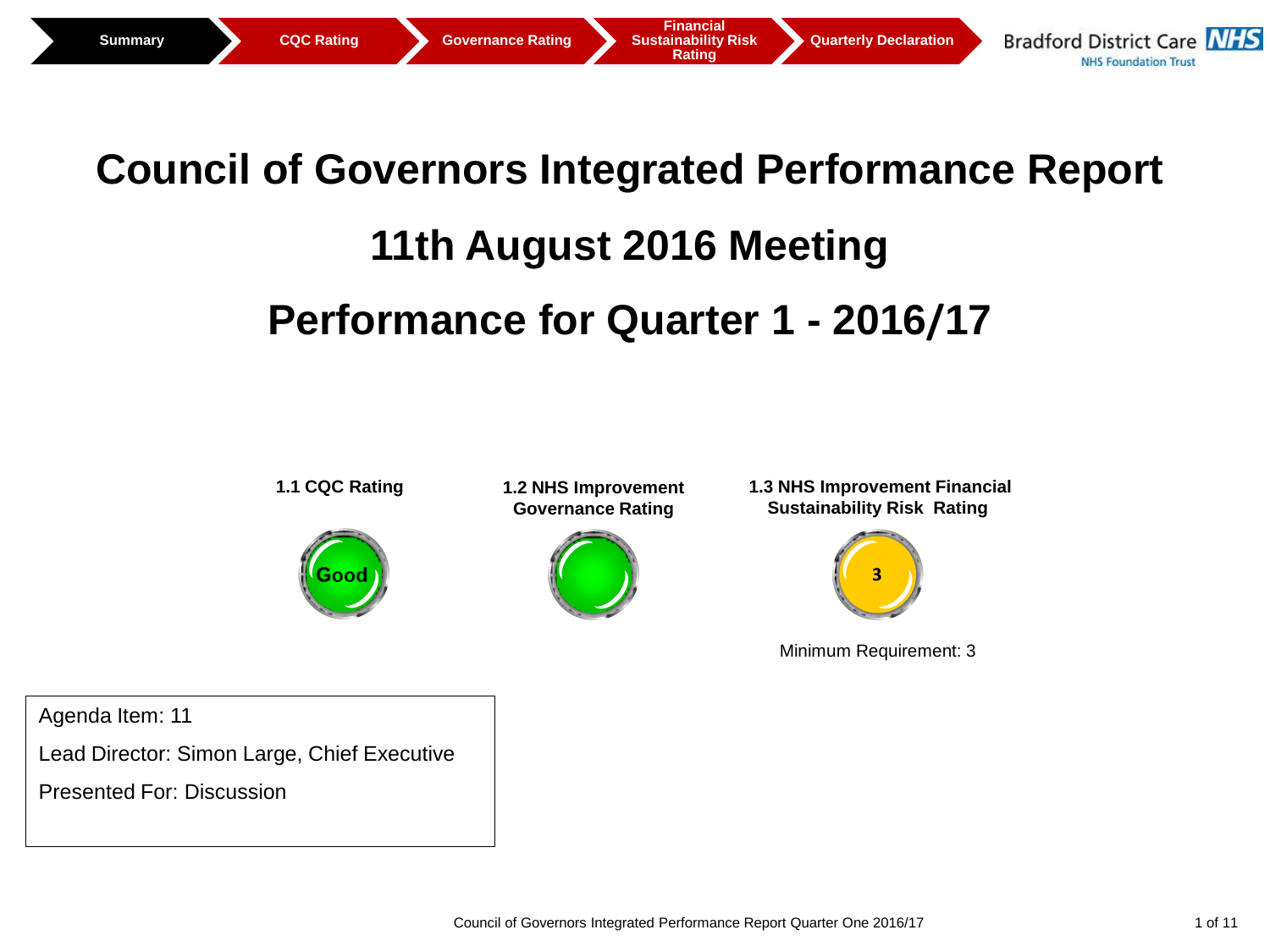Summary | CQC Rating | Governance Rating | Financial Sustainability Risk Rating | Quarterly Declaration

Bradford District Care NHS
NHS Foundation Trust

# Council of Governors Integrated Performance Report

# 11th August 2016 Meeting

# Performance for Quarter 1 - 2016/17

| 1.1 CQC Rating | 1.2 NHS Improvement Governance Rating | 1.3 NHS Improvement Financial Sustainability Risk Rating |
|---|---|---|
| Good | | 3 |
| | | Minimum Requirement: 3 |

Agenda Item: 11

Lead Director: Simon Large, Chief Executive

Presented For: Discussion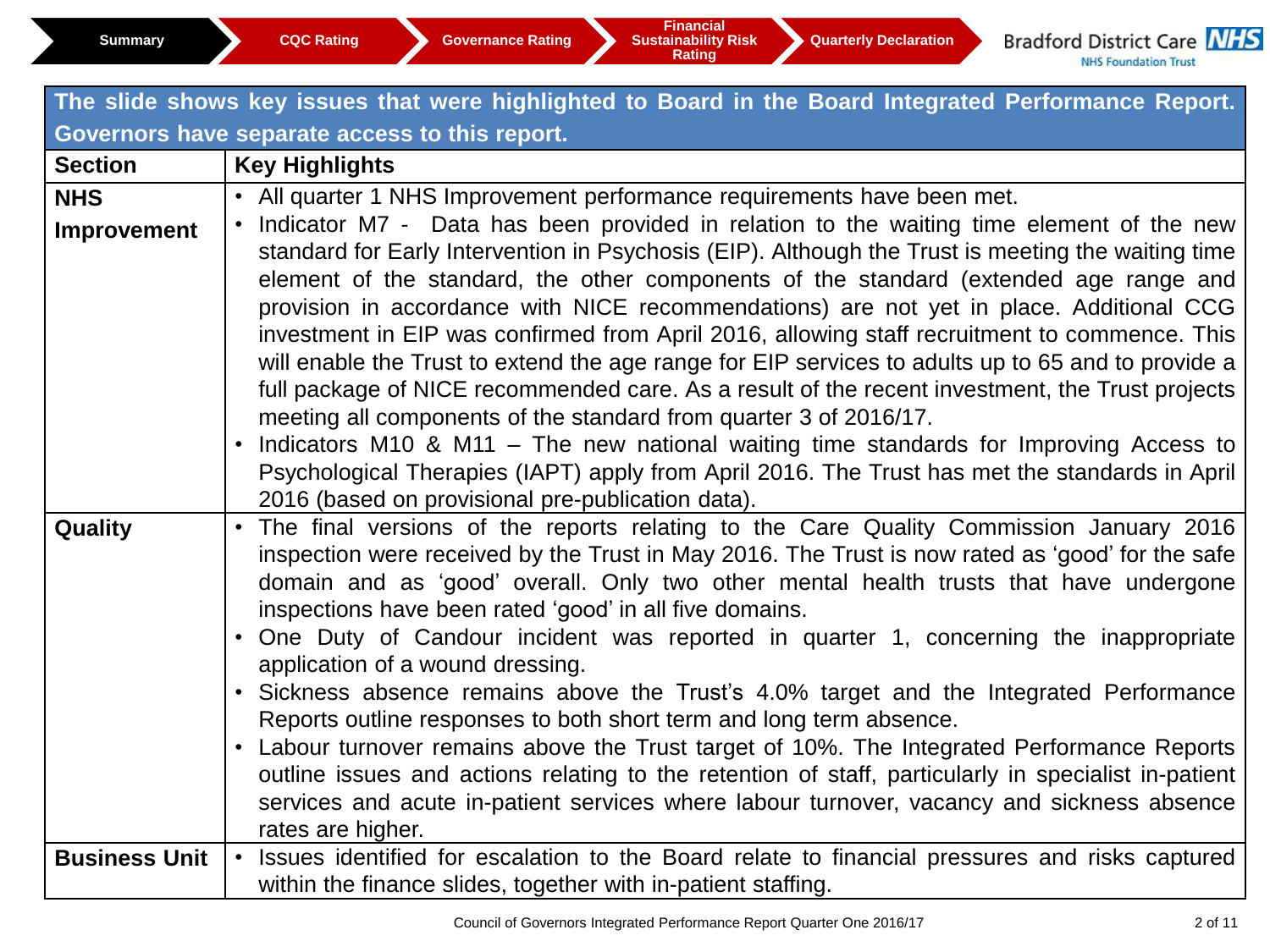Summary | CQC Rating | Governance Rating | Financial Sustainability Risk Rating | Quarterly Declaration

Bradford District Care NHS Foundation Trust

**The slide shows key issues that were highlighted to Board in the Board Integrated Performance Report. Governors have separate access to this report.**

| Section | Key Highlights |
|---|---|
| **NHS Improvement** | • All quarter 1 NHS Improvement performance requirements have been met.<br>• Indicator M7 - Data has been provided in relation to the waiting time element of the new standard for Early Intervention in Psychosis (EIP). Although the Trust is meeting the waiting time element of the standard, the other components of the standard (extended age range and provision in accordance with NICE recommendations) are not yet in place. Additional CCG investment in EIP was confirmed from April 2016, allowing staff recruitment to commence. This will enable the Trust to extend the age range for EIP services to adults up to 65 and to provide a full package of NICE recommended care. As a result of the recent investment, the Trust projects meeting all components of the standard from quarter 3 of 2016/17.<br>• Indicators M10 & M11 – The new national waiting time standards for Improving Access to Psychological Therapies (IAPT) apply from April 2016. The Trust has met the standards in April 2016 (based on provisional pre-publication data). |
| **Quality** | • The final versions of the reports relating to the Care Quality Commission January 2016 inspection were received by the Trust in May 2016. The Trust is now rated as 'good' for the safe domain and as 'good' overall. Only two other mental health trusts that have undergone inspections have been rated 'good' in all five domains.<br>• One Duty of Candour incident was reported in quarter 1, concerning the inappropriate application of a wound dressing.<br>• Sickness absence remains above the Trust's 4.0% target and the Integrated Performance Reports outline responses to both short term and long term absence.<br>• Labour turnover remains above the Trust target of 10%. The Integrated Performance Reports outline issues and actions relating to the retention of staff, particularly in specialist in-patient services and acute in-patient services where labour turnover, vacancy and sickness absence rates are higher. |
| **Business Unit** | • Issues identified for escalation to the Board relate to financial pressures and risks captured within the finance slides, together with in-patient staffing. |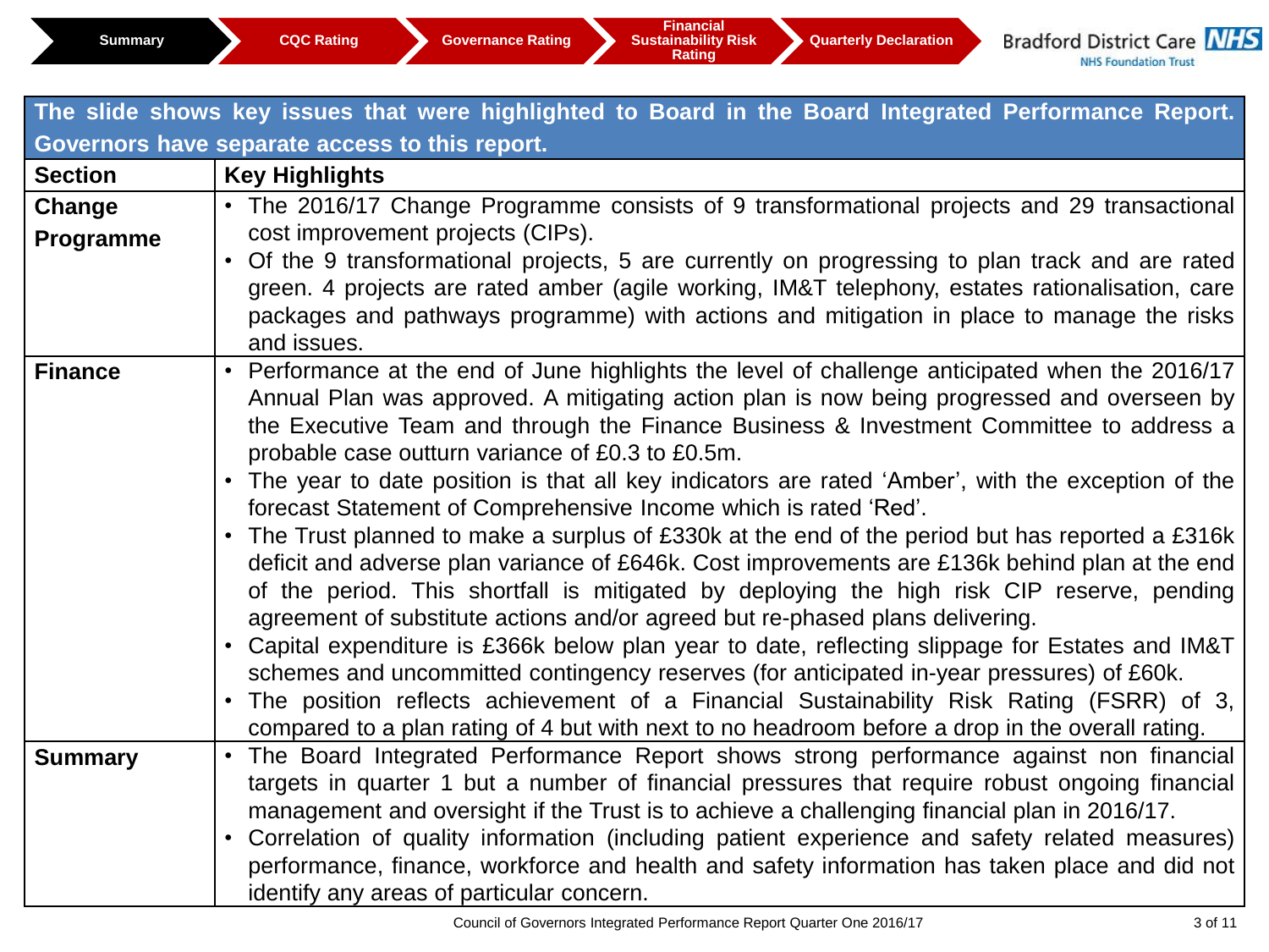Summary | CQC Rating | Governance Rating | Financial Sustainability Risk Rating | Quarterly Declaration

Bradford District Care NHS Foundation Trust

**The slide shows key issues that were highlighted to Board in the Board Integrated Performance Report. Governors have separate access to this report.**

| Section | Key Highlights |
|---|---|
| **Change Programme** | • The 2016/17 Change Programme consists of 9 transformational projects and 29 transactional cost improvement projects (CIPs).<br>• Of the 9 transformational projects, 5 are currently on progressing to plan track and are rated green. 4 projects are rated amber (agile working, IM&T telephony, estates rationalisation, care packages and pathways programme) with actions and mitigation in place to manage the risks and issues. |
| **Finance** | • Performance at the end of June highlights the level of challenge anticipated when the 2016/17 Annual Plan was approved. A mitigating action plan is now being progressed and overseen by the Executive Team and through the Finance Business & Investment Committee to address a probable case outturn variance of £0.3 to £0.5m.<br>• The year to date position is that all key indicators are rated 'Amber', with the exception of the forecast Statement of Comprehensive Income which is rated 'Red'.<br>• The Trust planned to make a surplus of £330k at the end of the period but has reported a £316k deficit and adverse plan variance of £646k. Cost improvements are £136k behind plan at the end of the period. This shortfall is mitigated by deploying the high risk CIP reserve, pending agreement of substitute actions and/or agreed but re-phased plans delivering.<br>• Capital expenditure is £366k below plan year to date, reflecting slippage for Estates and IM&T schemes and uncommitted contingency reserves (for anticipated in-year pressures) of £60k.<br>• The position reflects achievement of a Financial Sustainability Risk Rating (FSRR) of 3, compared to a plan rating of 4 but with next to no headroom before a drop in the overall rating. |
| **Summary** | • The Board Integrated Performance Report shows strong performance against non financial targets in quarter 1 but a number of financial pressures that require robust ongoing financial management and oversight if the Trust is to achieve a challenging financial plan in 2016/17.<br>• Correlation of quality information (including patient experience and safety related measures) performance, finance, workforce and health and safety information has taken place and did not identify any areas of particular concern. |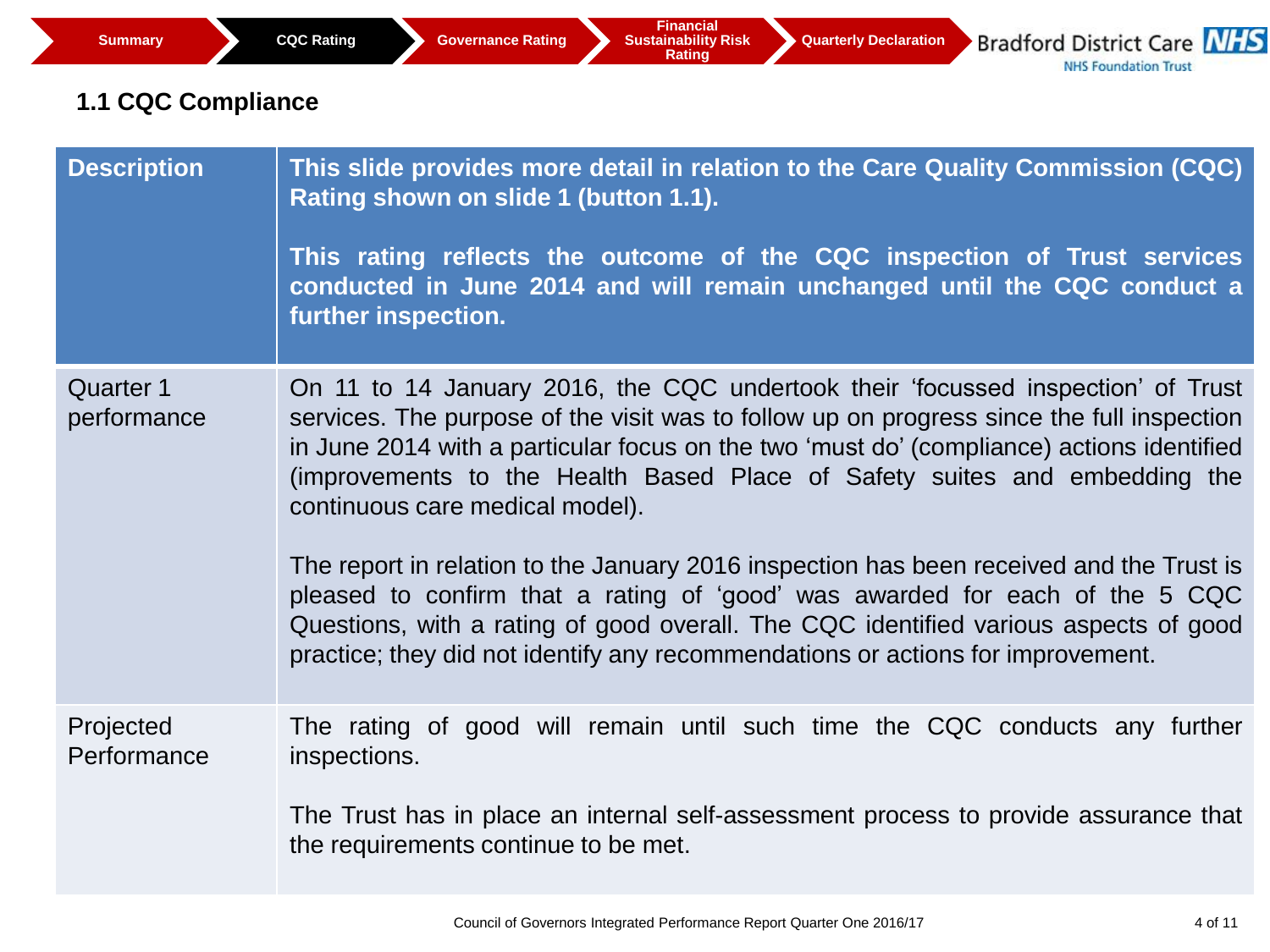Summary | CQC Rating | Governance Rating | Financial Sustainability Risk Rating | Quarterly Declaration

Bradford District Care NHS Foundation Trust

## 1.1 CQC Compliance

| Description | This slide provides more detail in relation to the Care Quality Commission (CQC) Rating shown on slide 1 (button 1.1).<br><br>This rating reflects the outcome of the CQC inspection of Trust services conducted in June 2014 and will remain unchanged until the CQC conduct a further inspection. |
|---|---|
| Quarter 1 performance | On 11 to 14 January 2016, the CQC undertook their 'focussed inspection' of Trust services. The purpose of the visit was to follow up on progress since the full inspection in June 2014 with a particular focus on the two 'must do' (compliance) actions identified (improvements to the Health Based Place of Safety suites and embedding the continuous care medical model).<br><br>The report in relation to the January 2016 inspection has been received and the Trust is pleased to confirm that a rating of 'good' was awarded for each of the 5 CQC Questions, with a rating of good overall. The CQC identified various aspects of good practice; they did not identify any recommendations or actions for improvement. |
| Projected Performance | The rating of good will remain until such time the CQC conducts any further inspections.<br><br>The Trust has in place an internal self-assessment process to provide assurance that the requirements continue to be met. |

Council of Governors Integrated Performance Report Quarter One 2016/17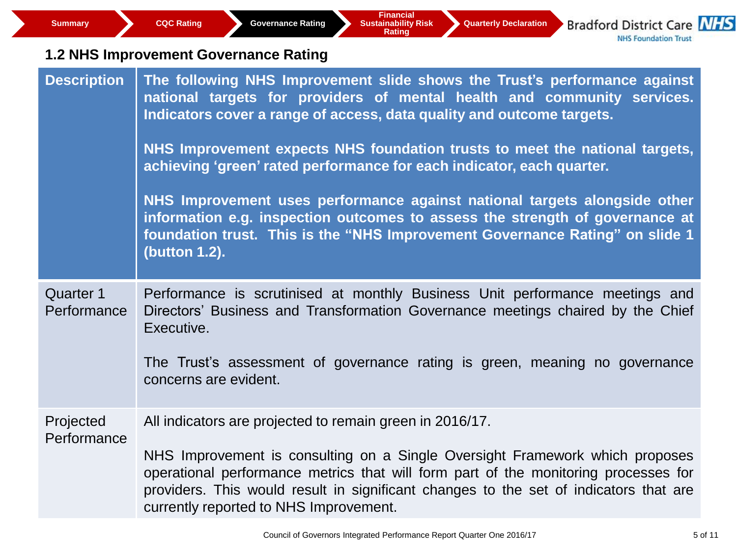Summary | CQC Rating | Governance Rating | Financial Sustainability Risk Rating | Quarterly Declaration

Bradford District Care NHS Foundation Trust

## 1.2 NHS Improvement Governance Rating

| | |
|---|---|
| **Description** | **The following NHS Improvement slide shows the Trust's performance against national targets for providers of mental health and community services. Indicators cover a range of access, data quality and outcome targets.**<br><br>**NHS Improvement expects NHS foundation trusts to meet the national targets, achieving 'green' rated performance for each indicator, each quarter.**<br><br>**NHS Improvement uses performance against national targets alongside other information e.g. inspection outcomes to assess the strength of governance at foundation trust. This is the "NHS Improvement Governance Rating" on slide 1 (button 1.2).** |
| Quarter 1 Performance | Performance is scrutinised at monthly Business Unit performance meetings and Directors' Business and Transformation Governance meetings chaired by the Chief Executive.<br><br>The Trust's assessment of governance rating is green, meaning no governance concerns are evident. |
| Projected Performance | All indicators are projected to remain green in 2016/17.<br><br>NHS Improvement is consulting on a Single Oversight Framework which proposes operational performance metrics that will form part of the monitoring processes for providers. This would result in significant changes to the set of indicators that are currently reported to NHS Improvement. |

Council of Governors Integrated Performance Report Quarter One 2016/17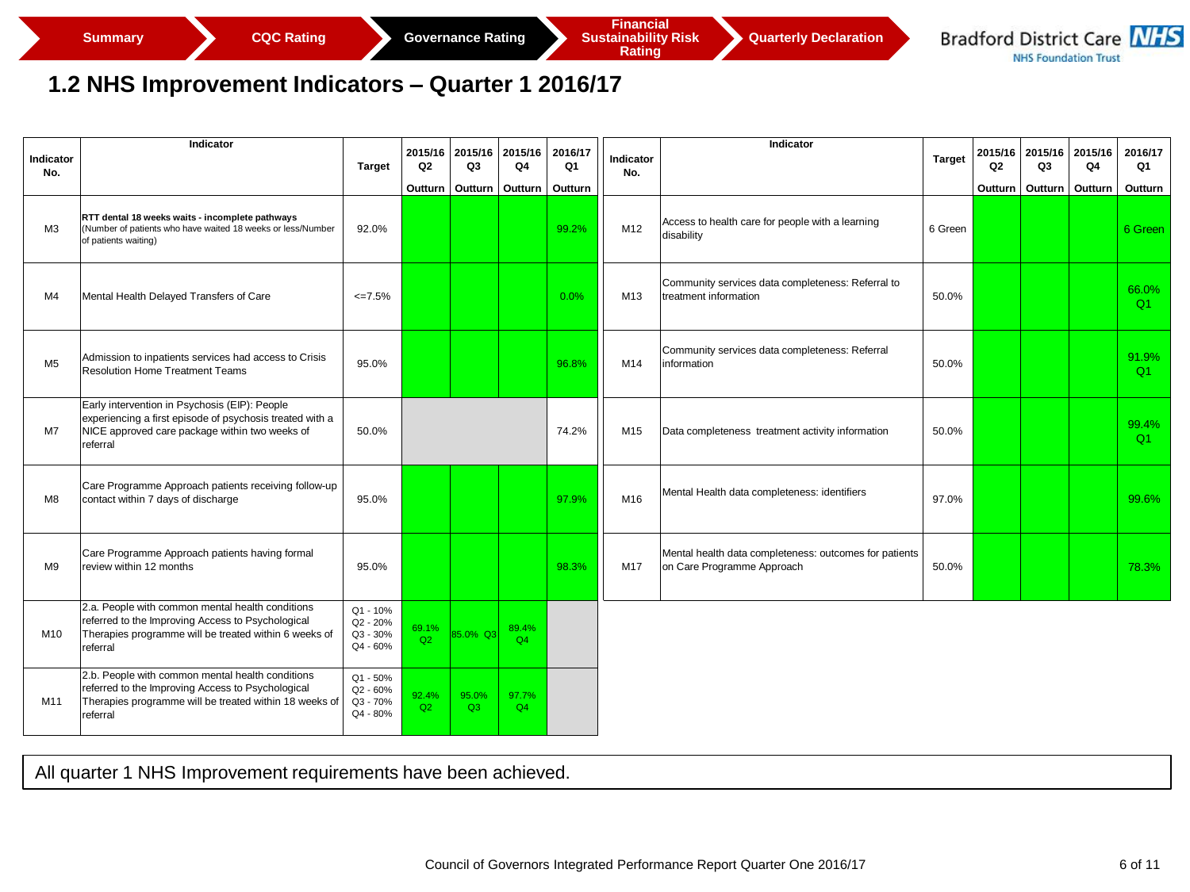Summary | CQC Rating | Governance Rating | Financial Sustainability Risk Rating | Quarterly Declaration

## 1.2 NHS Improvement Indicators – Quarter 1 2016/17

| Indicator No. | Indicator | Target | 2015/16 Q2 Outturn | 2015/16 Q3 Outturn | 2015/16 Q4 Outturn | 2016/17 Q1 Outturn |
|---|---|---|---|---|---|---|
| M3 | **RTT dental 18 weeks waits - incomplete pathways** (Number of patients who have waited 18 weeks or less/Number of patients waiting) | 92.0% | | | | 99.2% |
| M4 | Mental Health Delayed Transfers of Care | <=7.5% | | | | 0.0% |
| M5 | Admission to inpatients services had access to Crisis Resolution Home Treatment Teams | 95.0% | | | | 96.8% |
| M7 | Early intervention in Psychosis (EIP): People experiencing a first episode of psychosis treated with a NICE approved care package within two weeks of referral | 50.0% | | | | 74.2% |
| M8 | Care Programme Approach patients receiving follow-up contact within 7 days of discharge | 95.0% | | | | 97.9% |
| M9 | Care Programme Approach patients having formal review within 12 months | 95.0% | | | | 98.3% |
| M10 | 2.a. People with common mental health conditions referred to the Improving Access to Psychological Therapies programme will be treated within 6 weeks of referral | Q1 - 10% Q2 - 20% Q3 - 30% Q4 - 60% | 69.1% Q2 | 85.0% Q3 | 89.4% Q4 | |
| M11 | 2.b. People with common mental health conditions referred to the Improving Access to Psychological Therapies programme will be treated within 18 weeks of referral | Q1 - 50% Q2 - 60% Q3 - 70% Q4 - 80% | 92.4% Q2 | 95.0% Q3 | 97.7% Q4 | |

| Indicator No. | Indicator | Target | 2015/16 Q2 Outturn | 2015/16 Q3 Outturn | 2015/16 Q4 Outturn | 2016/17 Q1 Outturn |
|---|---|---|---|---|---|---|
| M12 | Access to health care for people with a learning disability | 6 Green | | | | 6 Green |
| M13 | Community services data completeness: Referral to treatment information | 50.0% | | | | 66.0% Q1 |
| M14 | Community services data completeness: Referral information | 50.0% | | | | 91.9% Q1 |
| M15 | Data completeness treatment activity information | 50.0% | | | | 99.4% Q1 |
| M16 | Mental Health data completeness: identifiers | 97.0% | | | | 99.6% |
| M17 | Mental health data completeness: outcomes for patients on Care Programme Approach | 50.0% | | | | 78.3% |

All quarter 1 NHS Improvement requirements have been achieved.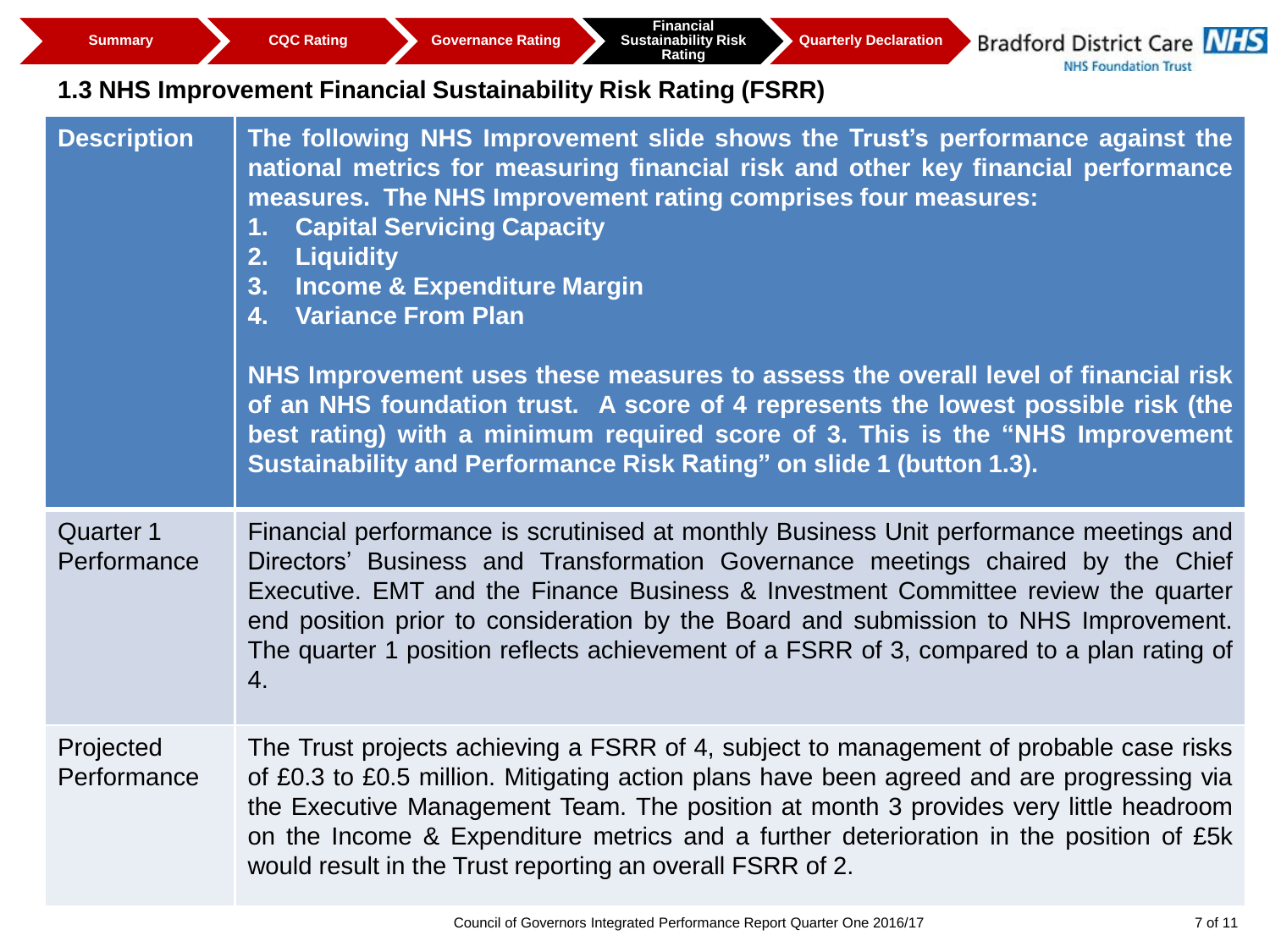Summary | CQC Rating | Governance Rating | Financial Sustainability Risk Rating | Quarterly Declaration

Bradford District Care NHS Foundation Trust

## 1.3 NHS Improvement Financial Sustainability Risk Rating (FSRR)

| | |
|---|---|
| **Description** | **The following NHS Improvement slide shows the Trust's performance against the national metrics for measuring financial risk and other key financial performance measures. The NHS Improvement rating comprises four measures:**<br>**1. Capital Servicing Capacity**<br>**2. Liquidity**<br>**3. Income & Expenditure Margin**<br>**4. Variance From Plan**<br><br>**NHS Improvement uses these measures to assess the overall level of financial risk of an NHS foundation trust. A score of 4 represents the lowest possible risk (the best rating) with a minimum required score of 3. This is the "NHS Improvement Sustainability and Performance Risk Rating" on slide 1 (button 1.3).** |
| Quarter 1 Performance | Financial performance is scrutinised at monthly Business Unit performance meetings and Directors' Business and Transformation Governance meetings chaired by the Chief Executive. EMT and the Finance Business & Investment Committee review the quarter end position prior to consideration by the Board and submission to NHS Improvement. The quarter 1 position reflects achievement of a FSRR of 3, compared to a plan rating of 4. |
| Projected Performance | The Trust projects achieving a FSRR of 4, subject to management of probable case risks of £0.3 to £0.5 million. Mitigating action plans have been agreed and are progressing via the Executive Management Team. The position at month 3 provides very little headroom on the Income & Expenditure metrics and a further deterioration in the position of £5k would result in the Trust reporting an overall FSRR of 2. |

Council of Governors Integrated Performance Report Quarter One 2016/17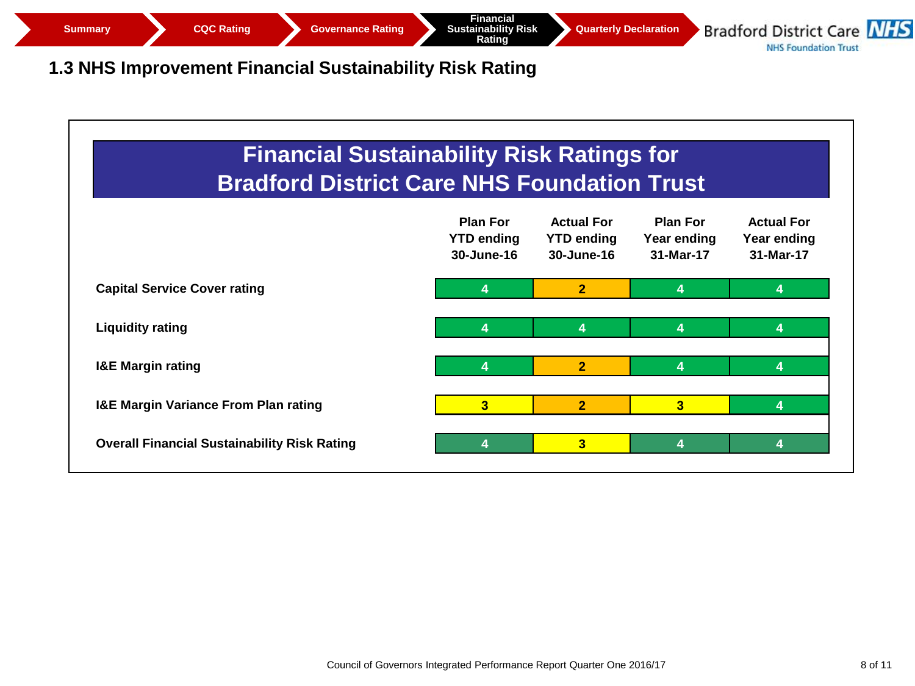## 1.3 NHS Improvement Financial Sustainability Risk Rating

### Financial Sustainability Risk Ratings for Bradford District Care NHS Foundation Trust

| | Plan For YTD ending 30-June-16 | Actual For YTD ending 30-June-16 | Plan For Year ending 31-Mar-17 | Actual For Year ending 31-Mar-17 |
|---|---|---|---|---|
| **Capital Service Cover rating** | 4 | 2 | 4 | 4 |
| **Liquidity rating** | 4 | 4 | 4 | 4 |
| **I&E Margin rating** | 4 | 2 | 4 | 4 |
| **I&E Margin Variance From Plan rating** | 3 | 2 | 3 | 4 |
| **Overall Financial Sustainability Risk Rating** | 4 | 3 | 4 | 4 |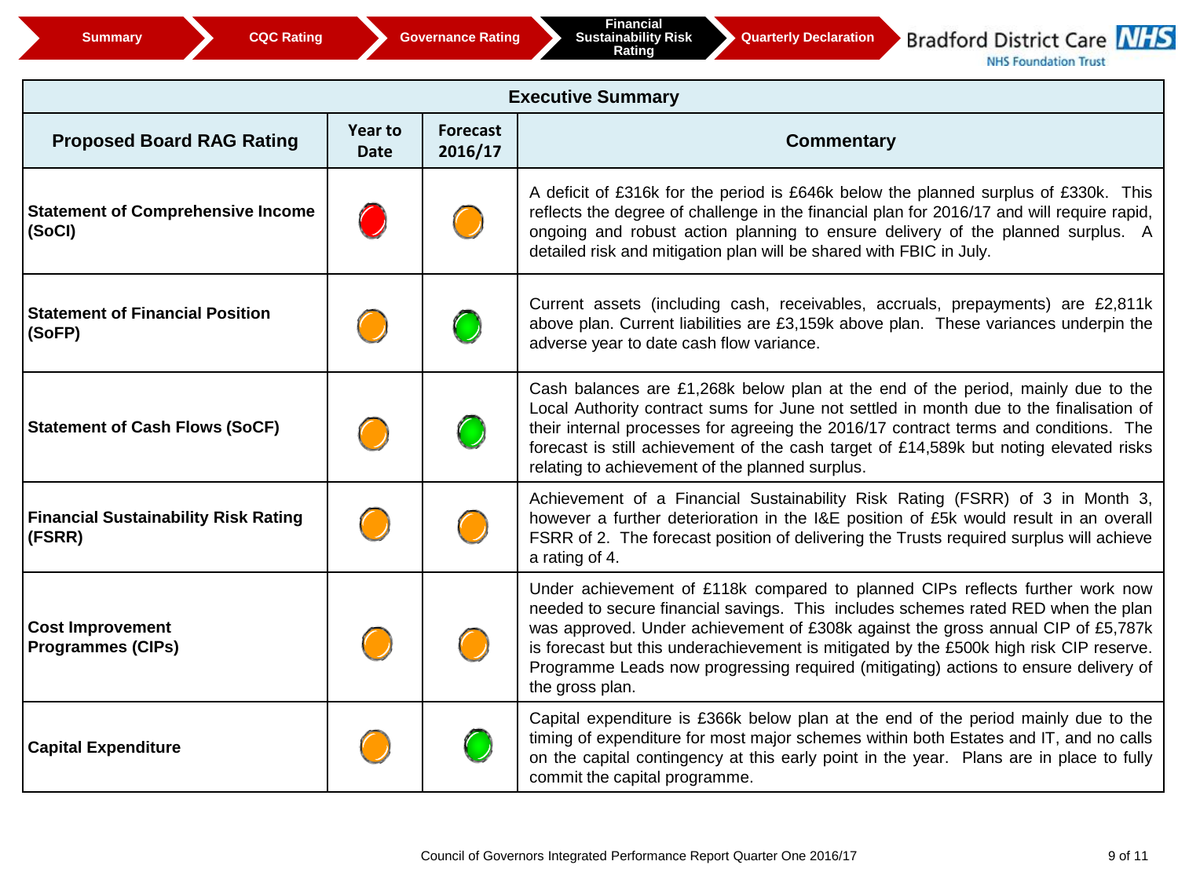Summary | CQC Rating | Governance Rating | **Financial Sustainability Risk Rating** | Quarterly Declaration

Bradford District Care NHS Foundation Trust

| Executive Summary | | | |
|---|---|---|---|
| **Proposed Board RAG Rating** | **Year to Date** | **Forecast 2016/17** | **Commentary** |
| **Statement of Comprehensive Income (SoCI)** | Red | Amber | A deficit of £316k for the period is £646k below the planned surplus of £330k. This reflects the degree of challenge in the financial plan for 2016/17 and will require rapid, ongoing and robust action planning to ensure delivery of the planned surplus. A detailed risk and mitigation plan will be shared with FBIC in July. |
| **Statement of Financial Position (SoFP)** | Amber | Green | Current assets (including cash, receivables, accruals, prepayments) are £2,811k above plan. Current liabilities are £3,159k above plan. These variances underpin the adverse year to date cash flow variance. |
| **Statement of Cash Flows (SoCF)** | Amber | Green | Cash balances are £1,268k below plan at the end of the period, mainly due to the Local Authority contract sums for June not settled in month due to the finalisation of their internal processes for agreeing the 2016/17 contract terms and conditions. The forecast is still achievement of the cash target of £14,589k but noting elevated risks relating to achievement of the planned surplus. |
| **Financial Sustainability Risk Rating (FSRR)** | Amber | Amber | Achievement of a Financial Sustainability Risk Rating (FSRR) of 3 in Month 3, however a further deterioration in the I&E position of £5k would result in an overall FSRR of 2. The forecast position of delivering the Trusts required surplus will achieve a rating of 4. |
| **Cost Improvement Programmes (CIPs)** | Amber | Amber | Under achievement of £118k compared to planned CIPs reflects further work now needed to secure financial savings. This includes schemes rated RED when the plan was approved. Under achievement of £308k against the gross annual CIP of £5,787k is forecast but this underachievement is mitigated by the £500k high risk CIP reserve. Programme Leads now progressing required (mitigating) actions to ensure delivery of the gross plan. |
| **Capital Expenditure** | Amber | Green | Capital expenditure is £366k below plan at the end of the period mainly due to the timing of expenditure for most major schemes within both Estates and IT, and no calls on the capital contingency at this early point in the year. Plans are in place to fully commit the capital programme. |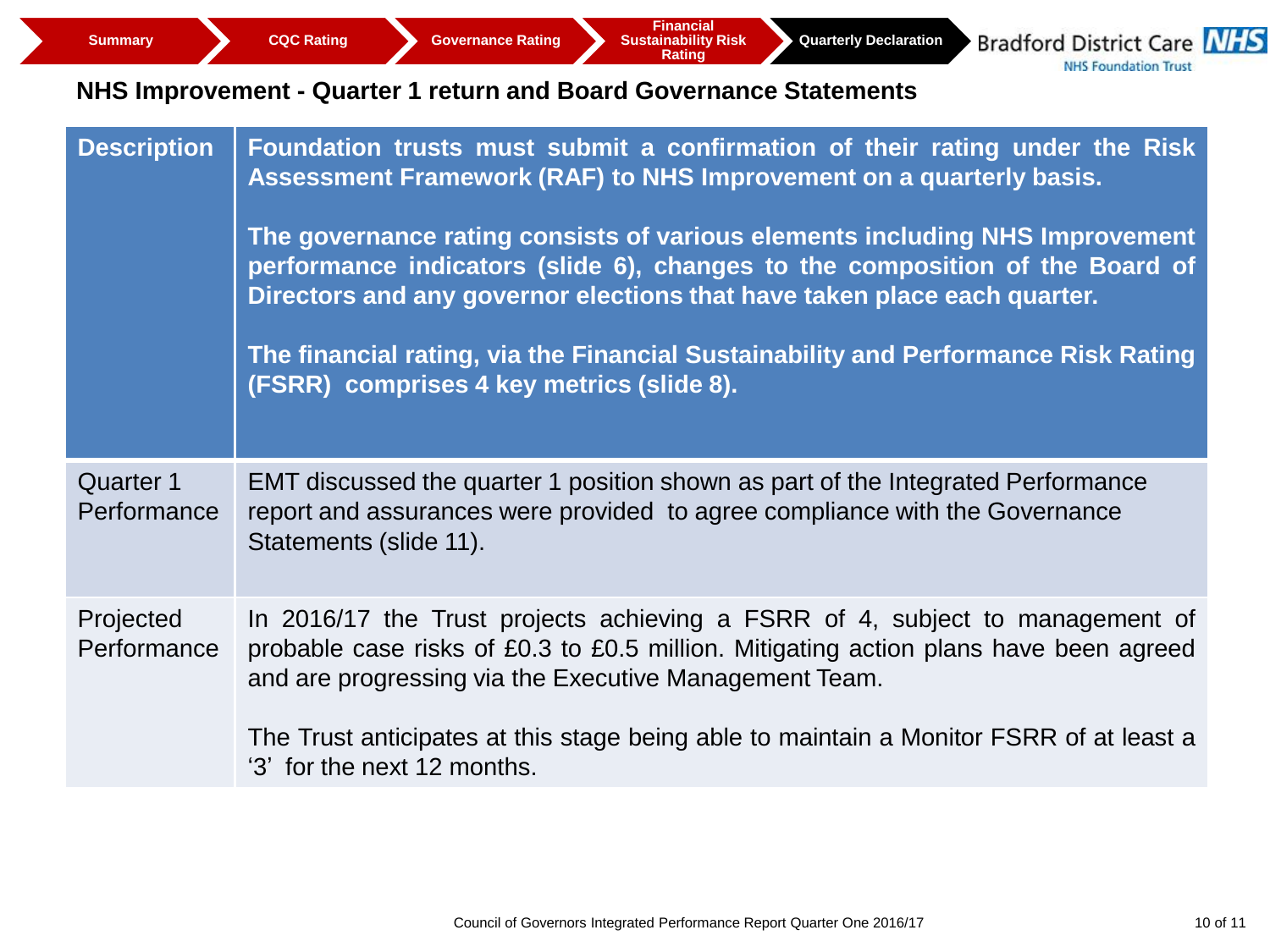Summary | CQC Rating | Governance Rating | Financial Sustainability Risk Rating | Quarterly Declaration

Bradford District Care NHS Foundation Trust

## NHS Improvement - Quarter 1 return and Board Governance Statements

| Description | **Foundation trusts must submit a confirmation of their rating under the Risk Assessment Framework (RAF) to NHS Improvement on a quarterly basis.**<br><br>**The governance rating consists of various elements including NHS Improvement performance indicators (slide 6), changes to the composition of the Board of Directors and any governor elections that have taken place each quarter.**<br><br>**The financial rating, via the Financial Sustainability and Performance Risk Rating (FSRR) comprises 4 key metrics (slide 8).** |
|---|---|
| Quarter 1 Performance | EMT discussed the quarter 1 position shown as part of the Integrated Performance report and assurances were provided to agree compliance with the Governance Statements (slide 11). |
| Projected Performance | In 2016/17 the Trust projects achieving a FSRR of 4, subject to management of probable case risks of £0.3 to £0.5 million. Mitigating action plans have been agreed and are progressing via the Executive Management Team.<br><br>The Trust anticipates at this stage being able to maintain a Monitor FSRR of at least a '3' for the next 12 months. |

Council of Governors Integrated Performance Report Quarter One 2016/17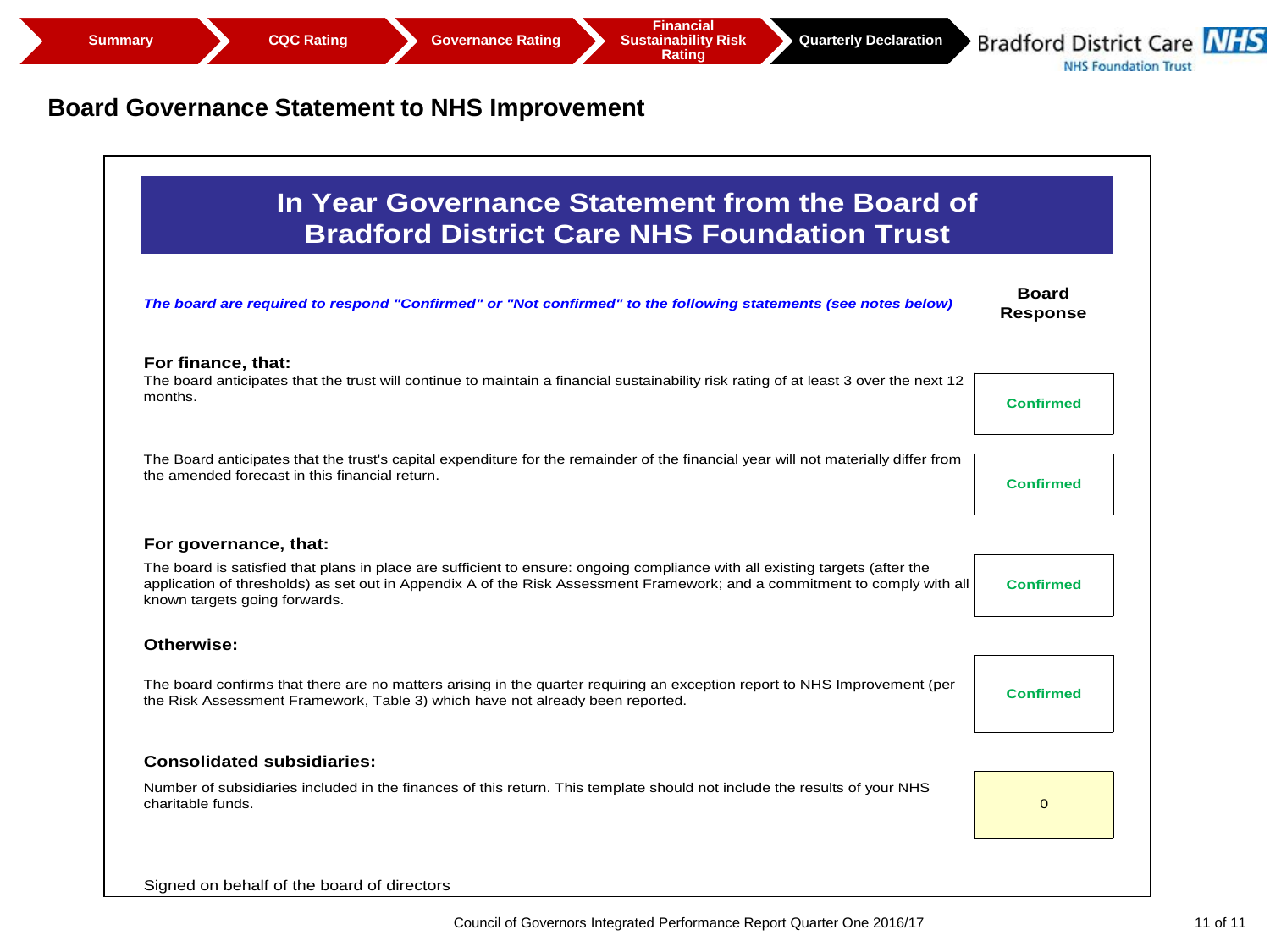Summary | CQC Rating | Governance Rating | Financial Sustainability Risk Rating | Quarterly Declaration

Bradford District Care NHS Foundation Trust

# Board Governance Statement to NHS Improvement

## In Year Governance Statement from the Board of Bradford District Care NHS Foundation Trust

*The board are required to respond "Confirmed" or "Not confirmed" to the following statements (see notes below)*

**Board Response**

### For finance, that:

| | |
|---|---|
| The board anticipates that the trust will continue to maintain a financial sustainability risk rating of at least 3 over the next 12 months. | Confirmed |
| The Board anticipates that the trust's capital expenditure for the remainder of the financial year will not materially differ from the amended forecast in this financial return. | Confirmed |

### For governance, that:

| | |
|---|---|
| The board is satisfied that plans in place are sufficient to ensure: ongoing compliance with all existing targets (after the application of thresholds) as set out in Appendix A of the Risk Assessment Framework; and a commitment to comply with all known targets going forwards. | Confirmed |

### Otherwise:

| | |
|---|---|
| The board confirms that there are no matters arising in the quarter requiring an exception report to NHS Improvement (per the Risk Assessment Framework, Table 3) which have not already been reported. | Confirmed |

### Consolidated subsidiaries:

| | |
|---|---|
| Number of subsidiaries included in the finances of this return. This template should not include the results of your NHS charitable funds. | 0 |

Signed on behalf of the board of directors

Council of Governors Integrated Performance Report Quarter One 2016/17